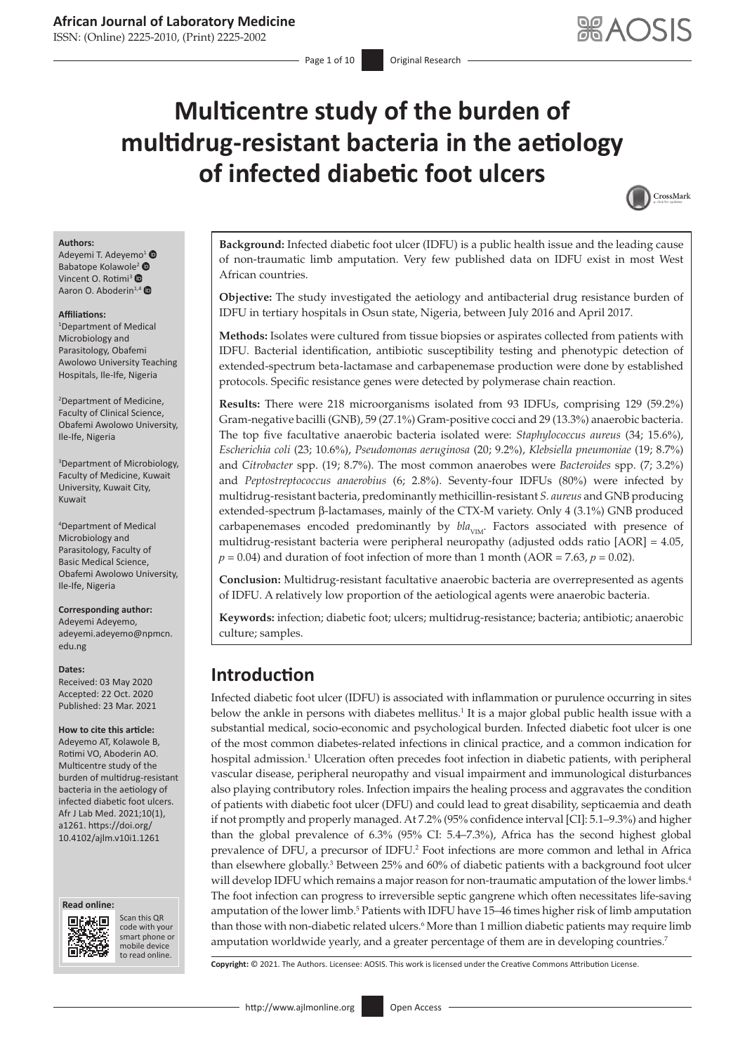# Multicentre study of the burden of multidrug-resistant bacteria in the aetiology of infected diabetic foot ulcers

**Authors:**
Adeyemi T. Adeyemo[1]
Babatope Kolawole[2]
Vincent O. Rotimi[3]
Aaron O. Aboderin[1,4]

**Affiliations:**
[1]Department of Medical Microbiology and Parasitology, Obafemi Awolowo University Teaching Hospitals, Ile-Ife, Nigeria

[2]Department of Medicine, Faculty of Clinical Science, Obafemi Awolowo University, Ile-Ife, Nigeria

[3]Department of Microbiology, Faculty of Medicine, Kuwait University, Kuwait City, Kuwait

[4]Department of Medical Microbiology and Parasitology, Faculty of Basic Medical Science, Obafemi Awolowo University, Ile-Ife, Nigeria

**Corresponding author:**
Adeyemi Adeyemo,
adeyemi.adeyemo@npmcn.edu.ng

**Dates:**
Received: 03 May 2020
Accepted: 22 Oct. 2020
Published: 23 Mar. 2021

**How to cite this article:**
Adeyemo AT, Kolawole B, Rotimi VO, Aboderin AO. Multicentre study of the burden of multidrug-resistant bacteria in the aetiology of infected diabetic foot ulcers. Afr J Lab Med. 2021;10(1), a1261. https://doi.org/10.4102/ajlm.v10i1.1261

**Background:** Infected diabetic foot ulcer (IDFU) is a public health issue and the leading cause of non-traumatic limb amputation. Very few published data on IDFU exist in most West African countries.

**Objective:** The study investigated the aetiology and antibacterial drug resistance burden of IDFU in tertiary hospitals in Osun state, Nigeria, between July 2016 and April 2017.

**Methods:** Isolates were cultured from tissue biopsies or aspirates collected from patients with IDFU. Bacterial identification, antibiotic susceptibility testing and phenotypic detection of extended-spectrum beta-lactamase and carbapenemase production were done by established protocols. Specific resistance genes were detected by polymerase chain reaction.

**Results:** There were 218 microorganisms isolated from 93 IDFUs, comprising 129 (59.2%) Gram-negative bacilli (GNB), 59 (27.1%) Gram-positive cocci and 29 (13.3%) anaerobic bacteria. The top five facultative anaerobic bacteria isolated were: *Staphylococcus aureus* (34; 15.6%), *Escherichia coli* (23; 10.6%), *Pseudomonas aeruginosa* (20; 9.2%), *Klebsiella pneumoniae* (19; 8.7%) and *Citrobacter* spp. (19; 8.7%). The most common anaerobes were *Bacteroides* spp. (7; 3.2%) and *Peptostreptococcus anaerobius* (6; 2.8%). Seventy-four IDFUs (80%) were infected by multidrug-resistant bacteria, predominantly methicillin-resistant *S. aureus* and GNB producing extended-spectrum β-lactamases, mainly of the CTX-M variety. Only 4 (3.1%) GNB produced carbapenemases encoded predominantly by $bla_{VIM}$. Factors associated with presence of multidrug-resistant bacteria were peripheral neuropathy (adjusted odds ratio [AOR] = 4.05, $p = 0.04$) and duration of foot infection of more than 1 month (AOR = 7.63, $p = 0.02$).

**Conclusion:** Multidrug-resistant facultative anaerobic bacteria are overrepresented as agents of IDFU. A relatively low proportion of the aetiological agents were anaerobic bacteria.

**Keywords:** infection; diabetic foot; ulcers; multidrug-resistance; bacteria; antibiotic; anaerobic culture; samples.

## Introduction

Infected diabetic foot ulcer (IDFU) is associated with inflammation or purulence occurring in sites below the ankle in persons with diabetes mellitus.[1] It is a major global public health issue with a substantial medical, socio-economic and psychological burden. Infected diabetic foot ulcer is one of the most common diabetes-related infections in clinical practice, and a common indication for hospital admission.[1] Ulceration often precedes foot infection in diabetic patients, with peripheral vascular disease, peripheral neuropathy and visual impairment and immunological disturbances also playing contributory roles. Infection impairs the healing process and aggravates the condition of patients with diabetic foot ulcer (DFU) and could lead to great disability, septicaemia and death if not promptly and properly managed. At 7.2% (95% confidence interval [CI]: 5.1–9.3%) and higher than the global prevalence of 6.3% (95% CI: 5.4–7.3%), Africa has the second highest global prevalence of DFU, a precursor of IDFU.[2] Foot infections are more common and lethal in Africa than elsewhere globally.[3] Between 25% and 60% of diabetic patients with a background foot ulcer will develop IDFU which remains a major reason for non-traumatic amputation of the lower limbs.[4] The foot infection can progress to irreversible septic gangrene which often necessitates life-saving amputation of the lower limb.[5] Patients with IDFU have 15–46 times higher risk of limb amputation than those with non-diabetic related ulcers.[6] More than 1 million diabetic patients may require limb amputation worldwide yearly, and a greater percentage of them are in developing countries.[7]

**Copyright:** © 2021. The Authors. Licensee: AOSIS. This work is licensed under the Creative Commons Attribution License.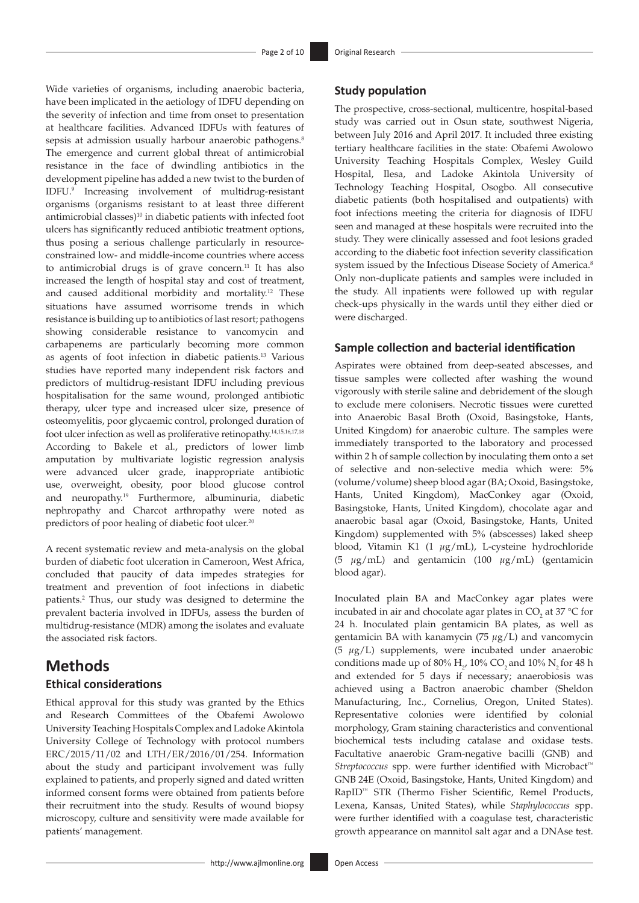Wide varieties of organisms, including anaerobic bacteria, have been implicated in the aetiology of IDFU depending on the severity of infection and time from onset to presentation at healthcare facilities. Advanced IDFUs with features of sepsis at admission usually harbour anaerobic pathogens.[8] The emergence and current global threat of antimicrobial resistance in the face of dwindling antibiotics in the development pipeline has added a new twist to the burden of IDFU.[9] Increasing involvement of multidrug-resistant organisms (organisms resistant to at least three different antimicrobial classes)[10] in diabetic patients with infected foot ulcers has significantly reduced antibiotic treatment options, thus posing a serious challenge particularly in resource-constrained low- and middle-income countries where access to antimicrobial drugs is of grave concern.[11] It has also increased the length of hospital stay and cost of treatment, and caused additional morbidity and mortality.[12] These situations have assumed worrisome trends in which resistance is building up to antibiotics of last resort; pathogens showing considerable resistance to vancomycin and carbapenems are particularly becoming more common as agents of foot infection in diabetic patients.[13] Various studies have reported many independent risk factors and predictors of multidrug-resistant IDFU including previous hospitalisation for the same wound, prolonged antibiotic therapy, ulcer type and increased ulcer size, presence of osteomyelitis, poor glycaemic control, prolonged duration of foot ulcer infection as well as proliferative retinopathy.[14,15,16,17,18] According to Bakele et al., predictors of lower limb amputation by multivariate logistic regression analysis were advanced ulcer grade, inappropriate antibiotic use, overweight, obesity, poor blood glucose control and neuropathy.[19] Furthermore, albuminuria, diabetic nephropathy and Charcot arthropathy were noted as predictors of poor healing of diabetic foot ulcer.[20]

A recent systematic review and meta-analysis on the global burden of diabetic foot ulceration in Cameroon, West Africa, concluded that paucity of data impedes strategies for treatment and prevention of foot infections in diabetic patients.[2] Thus, our study was designed to determine the prevalent bacteria involved in IDFUs, assess the burden of multidrug-resistance (MDR) among the isolates and evaluate the associated risk factors.

# Methods

## Ethical considerations

Ethical approval for this study was granted by the Ethics and Research Committees of the Obafemi Awolowo University Teaching Hospitals Complex and Ladoke Akintola University College of Technology with protocol numbers ERC/2015/11/02 and LTH/ER/2016/01/254. Information about the study and participant involvement was fully explained to patients, and properly signed and dated written informed consent forms were obtained from patients before their recruitment into the study. Results of wound biopsy microscopy, culture and sensitivity were made available for patients' management.

## Study population

The prospective, cross-sectional, multicentre, hospital-based study was carried out in Osun state, southwest Nigeria, between July 2016 and April 2017. It included three existing tertiary healthcare facilities in the state: Obafemi Awolowo University Teaching Hospitals Complex, Wesley Guild Hospital, Ilesa, and Ladoke Akintola University of Technology Teaching Hospital, Osogbo. All consecutive diabetic patients (both hospitalised and outpatients) with foot infections meeting the criteria for diagnosis of IDFU seen and managed at these hospitals were recruited into the study. They were clinically assessed and foot lesions graded according to the diabetic foot infection severity classification system issued by the Infectious Disease Society of America.[8] Only non-duplicate patients and samples were included in the study. All inpatients were followed up with regular check-ups physically in the wards until they either died or were discharged.

## Sample collection and bacterial identification

Aspirates were obtained from deep-seated abscesses, and tissue samples were collected after washing the wound vigorously with sterile saline and debridement of the slough to exclude mere colonisers. Necrotic tissues were curetted into Anaerobic Basal Broth (Oxoid, Basingstoke, Hants, United Kingdom) for anaerobic culture. The samples were immediately transported to the laboratory and processed within 2 h of sample collection by inoculating them onto a set of selective and non-selective media which were: 5% (volume/volume) sheep blood agar (BA; Oxoid, Basingstoke, Hants, United Kingdom), MacConkey agar (Oxoid, Basingstoke, Hants, United Kingdom), chocolate agar and anaerobic basal agar (Oxoid, Basingstoke, Hants, United Kingdom) supplemented with 5% (abscesses) laked sheep blood, Vitamin K1 (1 $\mu$g/mL), L-cysteine hydrochloride (5 $\mu$g/mL) and gentamicin (100 $\mu$g/mL) (gentamicin blood agar).

Inoculated plain BA and MacConkey agar plates were incubated in air and chocolate agar plates in $CO_2$ at 37 °C for 24 h. Inoculated plain gentamicin BA plates, as well as gentamicin BA with kanamycin (75 $\mu$g/L) and vancomycin (5 $\mu$g/L) supplements, were incubated under anaerobic conditions made up of 80% $H_2$, 10% $CO_2$ and 10% $N_2$ for 48 h and extended for 5 days if necessary; anaerobiosis was achieved using a Bactron anaerobic chamber (Sheldon Manufacturing, Inc., Cornelius, Oregon, United States). Representative colonies were identified by colonial morphology, Gram staining characteristics and conventional biochemical tests including catalase and oxidase tests. Facultative anaerobic Gram-negative bacilli (GNB) and *Streptococcus* spp. were further identified with Microbact™ GNB 24E (Oxoid, Basingstoke, Hants, United Kingdom) and RapID™ STR (Thermo Fisher Scientific, Remel Products, Lexena, Kansas, United States), while *Staphylococcus* spp. were further identified with a coagulase test, characteristic growth appearance on mannitol salt agar and a DNAse test.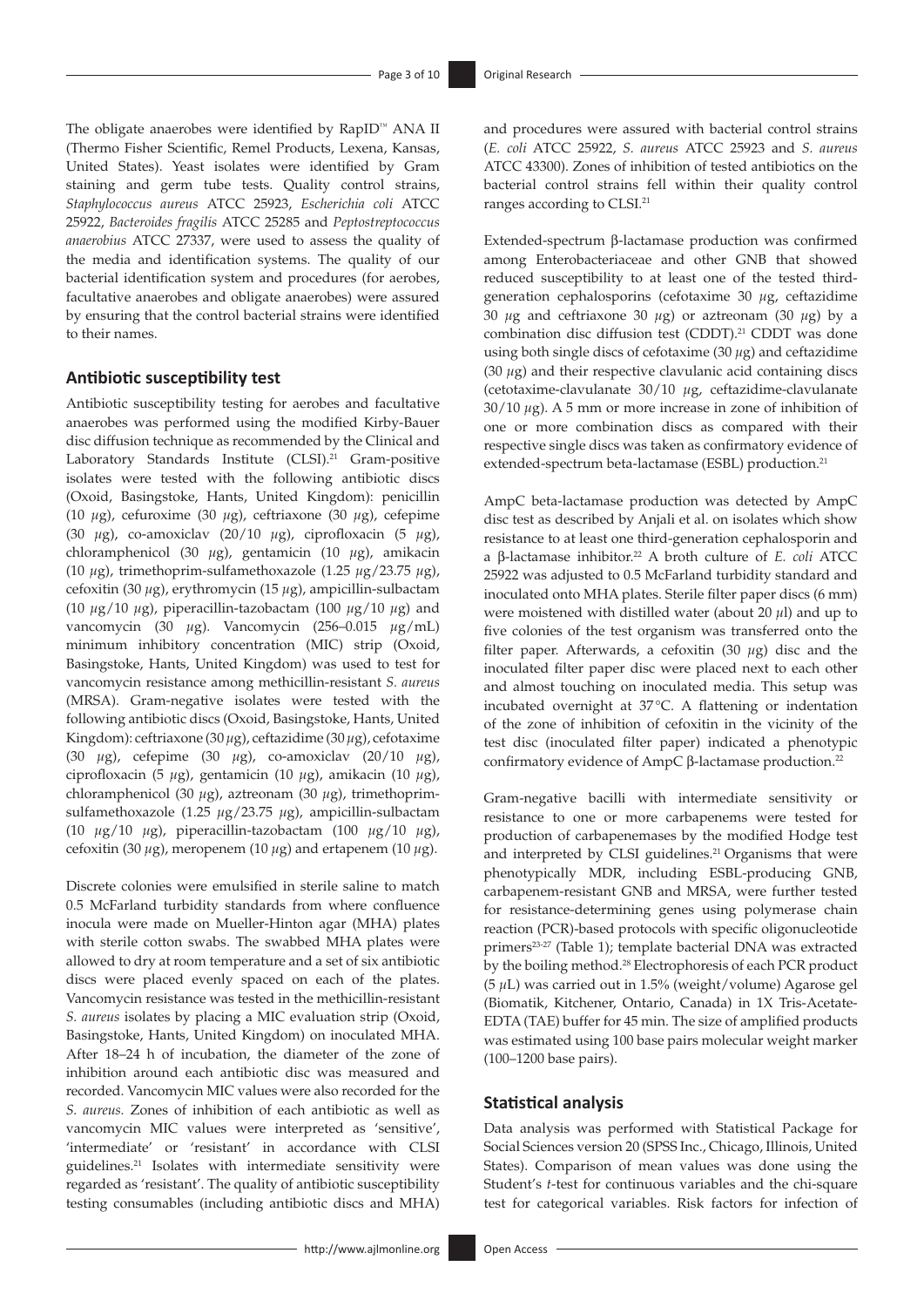The obligate anaerobes were identified by RapID™ ANA II (Thermo Fisher Scientific, Remel Products, Lexena, Kansas, United States). Yeast isolates were identified by Gram staining and germ tube tests. Quality control strains, *Staphylococcus aureus* ATCC 25923, *Escherichia coli* ATCC 25922, *Bacteroides fragilis* ATCC 25285 and *Peptostreptococcus anaerobius* ATCC 27337, were used to assess the quality of the media and identification systems. The quality of our bacterial identification system and procedures (for aerobes, facultative anaerobes and obligate anaerobes) were assured by ensuring that the control bacterial strains were identified to their names.

## Antibiotic susceptibility test

Antibiotic susceptibility testing for aerobes and facultative anaerobes was performed using the modified Kirby-Bauer disc diffusion technique as recommended by the Clinical and Laboratory Standards Institute (CLSI).[21] Gram-positive isolates were tested with the following antibiotic discs (Oxoid, Basingstoke, Hants, United Kingdom): penicillin (10 $\mu$g), cefuroxime (30 $\mu$g), ceftriaxone (30 $\mu$g), cefepime (30 $\mu$g), co-amoxiclav (20/10 $\mu$g), ciprofloxacin (5 $\mu$g), chloramphenicol (30 $\mu$g), gentamicin (10 $\mu$g), amikacin (10 $\mu$g), trimethoprim-sulfamethoxazole (1.25 $\mu$g/23.75 $\mu$g), cefoxitin (30 $\mu$g), erythromycin (15 $\mu$g), ampicillin-sulbactam (10 $\mu$g/10 $\mu$g), piperacillin-tazobactam (100 $\mu$g/10 $\mu$g) and vancomycin (30 $\mu$g). Vancomycin (256–0.015 $\mu$g/mL) minimum inhibitory concentration (MIC) strip (Oxoid, Basingstoke, Hants, United Kingdom) was used to test for vancomycin resistance among methicillin-resistant *S. aureus* (MRSA). Gram-negative isolates were tested with the following antibiotic discs (Oxoid, Basingstoke, Hants, United Kingdom): ceftriaxone (30 $\mu$g), ceftazidime (30 $\mu$g), cefotaxime (30 $\mu$g), cefepime (30 $\mu$g), co-amoxiclav (20/10 $\mu$g), ciprofloxacin (5 $\mu$g), gentamicin (10 $\mu$g), amikacin (10 $\mu$g), chloramphenicol (30 $\mu$g), aztreonam (30 $\mu$g), trimethoprim-sulfamethoxazole (1.25 $\mu$g/23.75 $\mu$g), ampicillin-sulbactam (10 $\mu$g/10 $\mu$g), piperacillin-tazobactam (100 $\mu$g/10 $\mu$g), cefoxitin (30 $\mu$g), meropenem (10 $\mu$g) and ertapenem (10 $\mu$g).

Discrete colonies were emulsified in sterile saline to match 0.5 McFarland turbidity standards from where confluence inocula were made on Mueller-Hinton agar (MHA) plates with sterile cotton swabs. The swabbed MHA plates were allowed to dry at room temperature and a set of six antibiotic discs were placed evenly spaced on each of the plates. Vancomycin resistance was tested in the methicillin-resistant *S. aureus* isolates by placing a MIC evaluation strip (Oxoid, Basingstoke, Hants, United Kingdom) on inoculated MHA. After 18–24 h of incubation, the diameter of the zone of inhibition around each antibiotic disc was measured and recorded. Vancomycin MIC values were also recorded for the *S. aureus.* Zones of inhibition of each antibiotic as well as vancomycin MIC values were interpreted as 'sensitive', 'intermediate' or 'resistant' in accordance with CLSI guidelines.[21] Isolates with intermediate sensitivity were regarded as 'resistant'. The quality of antibiotic susceptibility testing consumables (including antibiotic discs and MHA) and procedures were assured with bacterial control strains (*E. coli* ATCC 25922, *S. aureus* ATCC 25923 and *S. aureus* ATCC 43300). Zones of inhibition of tested antibiotics on the bacterial control strains fell within their quality control ranges according to CLSI.[21]

Extended-spectrum β-lactamase production was confirmed among Enterobacteriaceae and other GNB that showed reduced susceptibility to at least one of the tested third-generation cephalosporins (cefotaxime 30 $\mu$g, ceftazidime 30 $\mu$g and ceftriaxone 30 $\mu$g) or aztreonam (30 $\mu$g) by a combination disc diffusion test (CDDT).[21] CDDT was done using both single discs of cefotaxime (30 $\mu$g) and ceftazidime (30 $\mu$g) and their respective clavulanic acid containing discs (cetotaxime-clavulanate 30/10 $\mu$g, ceftazidime-clavulanate 30/10 $\mu$g). A 5 mm or more increase in zone of inhibition of one or more combination discs as compared with their respective single discs was taken as confirmatory evidence of extended-spectrum beta-lactamase (ESBL) production.[21]

AmpC beta-lactamase production was detected by AmpC disc test as described by Anjali et al. on isolates which show resistance to at least one third-generation cephalosporin and a β-lactamase inhibitor.[22] A broth culture of *E. coli* ATCC 25922 was adjusted to 0.5 McFarland turbidity standard and inoculated onto MHA plates. Sterile filter paper discs (6 mm) were moistened with distilled water (about 20 $\mu$l) and up to five colonies of the test organism was transferred onto the filter paper. Afterwards, a cefoxitin (30 $\mu$g) disc and the inoculated filter paper disc were placed next to each other and almost touching on inoculated media. This setup was incubated overnight at 37 °C. A flattening or indentation of the zone of inhibition of cefoxitin in the vicinity of the test disc (inoculated filter paper) indicated a phenotypic confirmatory evidence of AmpC β-lactamase production.[22]

Gram-negative bacilli with intermediate sensitivity or resistance to one or more carbapenems were tested for production of carbapenemases by the modified Hodge test and interpreted by CLSI guidelines.[21] Organisms that were phenotypically MDR, including ESBL-producing GNB, carbapenem-resistant GNB and MRSA, were further tested for resistance-determining genes using polymerase chain reaction (PCR)-based protocols with specific oligonucleotide primers[23-27] (Table 1); template bacterial DNA was extracted by the boiling method.[28] Electrophoresis of each PCR product (5 $\mu$L) was carried out in 1.5% (weight/volume) Agarose gel (Biomatik, Kitchener, Ontario, Canada) in 1X Tris-Acetate-EDTA (TAE) buffer for 45 min. The size of amplified products was estimated using 100 base pairs molecular weight marker (100–1200 base pairs).

## Statistical analysis

Data analysis was performed with Statistical Package for Social Sciences version 20 (SPSS Inc., Chicago, Illinois, United States). Comparison of mean values was done using the Student's *t*-test for continuous variables and the chi-square test for categorical variables. Risk factors for infection of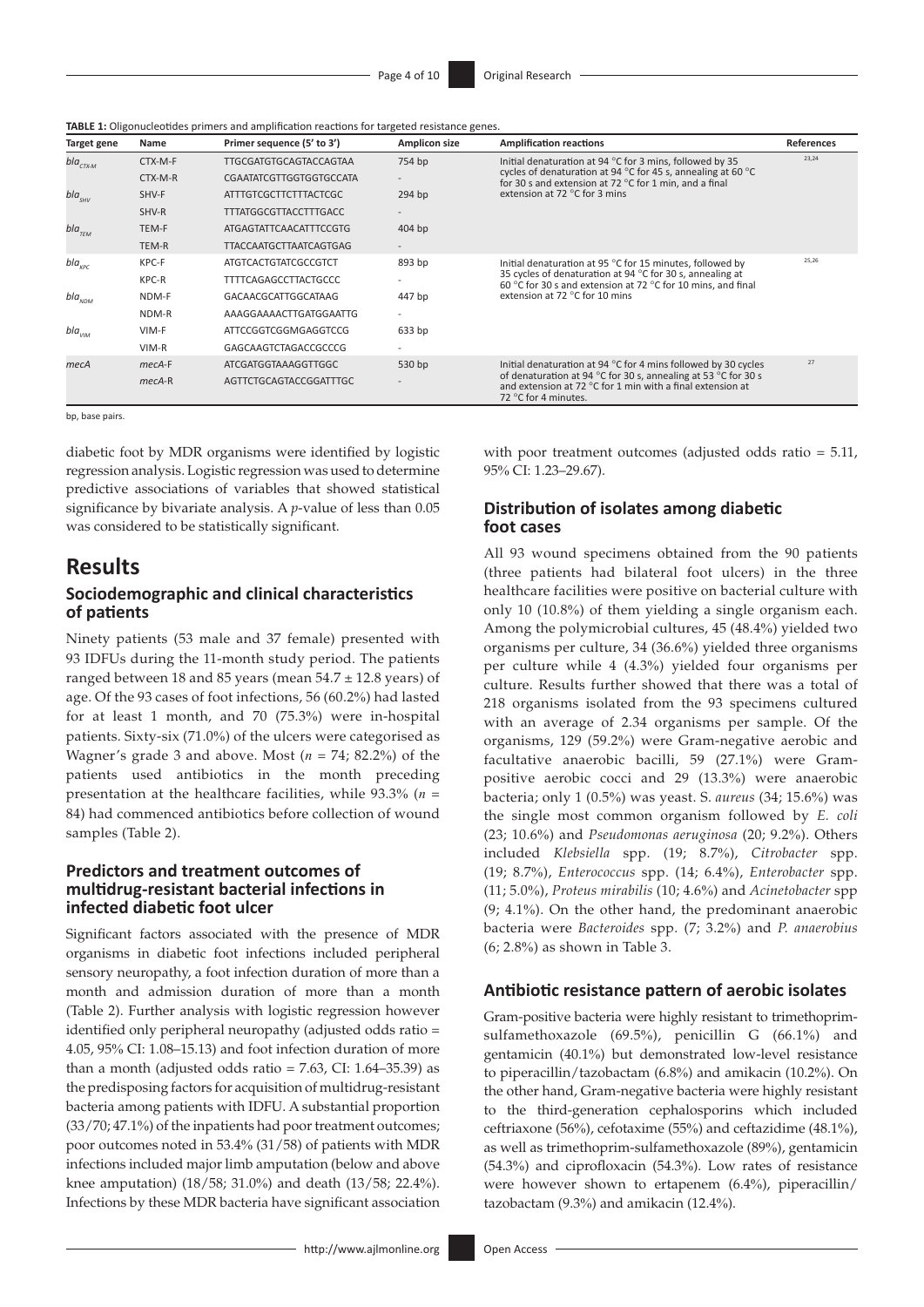**TABLE 1:** Oligonucleotides primers and amplification reactions for targeted resistance genes.

| Target gene | Name | Primer sequence (5' to 3') | Amplicon size | Amplification reactions | References |
|---|---|---|---|---|---|
| $bla_{CTX-M}$ | CTX-M-F | TTGCGATGTGCAGTACCAGTAA | 754 bp | Initial denaturation at 94 °C for 3 mins, followed by 35 cycles of denaturation at 94 °C for 45 s, annealing at 60 °C for 30 s and extension at 72 °C for 1 min, and a final extension at 72 °C for 3 mins | 23,24 |
| | CTX-M-R | CGAATATCGTTGGTGGTGCCATA | - | | |
| $bla_{SHV}$ | SHV-F | ATTTGTCGCTTCTTTACTCGC | 294 bp | | |
| | SHV-R | TTTATGGCGTTACCTTTGACC | - | | |
| $bla_{TEM}$ | TEM-F | ATGAGTATTCAACATTTCCGTG | 404 bp | | |
| | TEM-R | TTACCAATGCTTAATCAGTGAG | - | | |
| $bla_{KPC}$ | KPC-F | ATGTCACTGTATCGCCGTCT | 893 bp | Initial denaturation at 95 °C for 15 minutes, followed by 35 cycles of denaturation at 94 °C for 30 s, annealing at 60 °C for 30 s and extension at 72 °C for 10 mins, and final extension at 72 °C for 10 mins | 25,26 |
| | KPC-R | TTTTCAGAGCCTTACTGCCC | - | | |
| $bla_{NDM}$ | NDM-F | GACAACGCATTGGCATAAG | 447 bp | | |
| | NDM-R | AAAGGAAAACTTGATGGAATTG | - | | |
| $bla_{VIM}$ | VIM-F | ATTCCGGTCGGMGAGGTCCG | 633 bp | | |
| | VIM-R | GAGCAAGTCTAGACCGCCCG | - | | |
| *mecA* | *mecA*-F | ATCGATGGTAAAGGTTGGC | 530 bp | Initial denaturation at 94 °C for 4 mins followed by 30 cycles of denaturation at 94 °C for 30 s, annealing at 53 °C for 30 s and extension at 72 °C for 1 min with a final extension at 72 °C for 4 minutes. | 27 |
| | *mecA*-R | AGTTCTGCAGTACCGGATTTGC | - | | |

bp, base pairs.

diabetic foot by MDR organisms were identified by logistic regression analysis. Logistic regression was used to determine predictive associations of variables that showed statistical significance by bivariate analysis. A *p*-value of less than 0.05 was considered to be statistically significant.

# Results

## Sociodemographic and clinical characteristics of patients

Ninety patients (53 male and 37 female) presented with 93 IDFUs during the 11-month study period. The patients ranged between 18 and 85 years (mean 54.7 ± 12.8 years) of age. Of the 93 cases of foot infections, 56 (60.2%) had lasted for at least 1 month, and 70 (75.3%) were in-hospital patients. Sixty-six (71.0%) of the ulcers were categorised as Wagner's grade 3 and above. Most ($n$ = 74; 82.2%) of the patients used antibiotics in the month preceding presentation at the healthcare facilities, while 93.3% ($n$ = 84) had commenced antibiotics before collection of wound samples (Table 2).

## Predictors and treatment outcomes of multidrug-resistant bacterial infections in infected diabetic foot ulcer

Significant factors associated with the presence of MDR organisms in diabetic foot infections included peripheral sensory neuropathy, a foot infection duration of more than a month and admission duration of more than a month (Table 2). Further analysis with logistic regression however identified only peripheral neuropathy (adjusted odds ratio = 4.05, 95% CI: 1.08–15.13) and foot infection duration of more than a month (adjusted odds ratio = 7.63, CI: 1.64–35.39) as the predisposing factors for acquisition of multidrug-resistant bacteria among patients with IDFU. A substantial proportion (33/70; 47.1%) of the inpatients had poor treatment outcomes; poor outcomes noted in 53.4% (31/58) of patients with MDR infections included major limb amputation (below and above knee amputation) (18/58; 31.0%) and death (13/58; 22.4%). Infections by these MDR bacteria have significant association with poor treatment outcomes (adjusted odds ratio = 5.11, 95% CI: 1.23–29.67).

## Distribution of isolates among diabetic foot cases

All 93 wound specimens obtained from the 90 patients (three patients had bilateral foot ulcers) in the three healthcare facilities were positive on bacterial culture with only 10 (10.8%) of them yielding a single organism each. Among the polymicrobial cultures, 45 (48.4%) yielded two organisms per culture, 34 (36.6%) yielded three organisms per culture while 4 (4.3%) yielded four organisms per culture. Results further showed that there was a total of 218 organisms isolated from the 93 specimens cultured with an average of 2.34 organisms per sample. Of the organisms, 129 (59.2%) were Gram-negative aerobic and facultative anaerobic bacilli, 59 (27.1%) were Gram-positive aerobic cocci and 29 (13.3%) were anaerobic bacteria; only 1 (0.5%) was yeast. S. *aureus* (34; 15.6%) was the single most common organism followed by *E. coli* (23; 10.6%) and *Pseudomonas aeruginosa* (20; 9.2%). Others included *Klebsiella* spp. (19; 8.7%), *Citrobacter* spp. (19; 8.7%), *Enterococcus* spp. (14; 6.4%), *Enterobacter* spp. (11; 5.0%), *Proteus mirabilis* (10; 4.6%) and *Acinetobacter* spp (9; 4.1%). On the other hand, the predominant anaerobic bacteria were *Bacteroides* spp. (7; 3.2%) and *P. anaerobius* (6; 2.8%) as shown in Table 3.

## Antibiotic resistance pattern of aerobic isolates

Gram-positive bacteria were highly resistant to trimethoprim-sulfamethoxazole (69.5%), penicillin G (66.1%) and gentamicin (40.1%) but demonstrated low-level resistance to piperacillin/tazobactam (6.8%) and amikacin (10.2%). On the other hand, Gram-negative bacteria were highly resistant to the third-generation cephalosporins which included ceftriaxone (56%), cefotaxime (55%) and ceftazidime (48.1%), as well as trimethoprim-sulfamethoxazole (89%), gentamicin (54.3%) and ciprofloxacin (54.3%). Low rates of resistance were however shown to ertapenem (6.4%), piperacillin/tazobactam (9.3%) and amikacin (12.4%).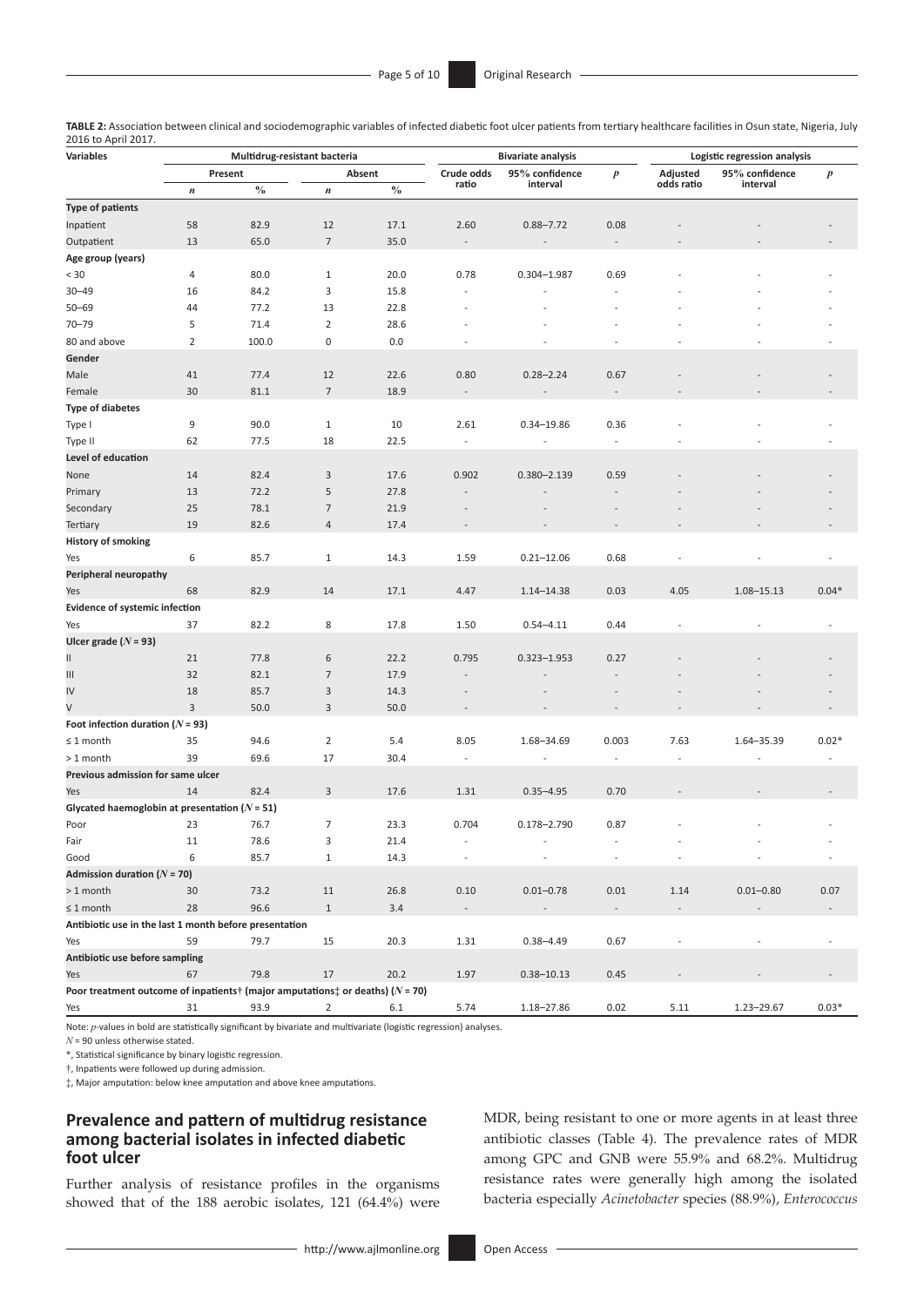**TABLE 2:** Association between clinical and sociodemographic variables of infected diabetic foot ulcer patients from tertiary healthcare facilities in Osun state, Nigeria, July 2016 to April 2017.

| Variables | Multidrug-resistant bacteria | | | | Bivariate analysis | | | Logistic regression analysis | | |
|---|---|---|---|---|---|---|---|---|---|---|
| | Present | | Absent | | Crude odds ratio | 95% confidence interval | $p$ | Adjusted odds ratio | 95% confidence interval | $p$ |
| | $n$ | % | $n$ | % | | | | | | |
| **Type of patients** | | | | | | | | | | |
| Inpatient | 58 | 82.9 | 12 | 17.1 | 2.60 | 0.88–7.72 | 0.08 | - | - | - |
| Outpatient | 13 | 65.0 | 7 | 35.0 | - | - | - | - | - | - |
| **Age group (years)** | | | | | | | | | | |
| < 30 | 4 | 80.0 | 1 | 20.0 | 0.78 | 0.304–1.987 | 0.69 | - | - | - |
| 30–49 | 16 | 84.2 | 3 | 15.8 | - | - | - | - | - | - |
| 50–69 | 44 | 77.2 | 13 | 22.8 | - | - | - | - | - | - |
| 70–79 | 5 | 71.4 | 2 | 28.6 | - | - | - | - | - | - |
| 80 and above | 2 | 100.0 | 0 | 0.0 | - | - | - | - | - | - |
| **Gender** | | | | | | | | | | |
| Male | 41 | 77.4 | 12 | 22.6 | 0.80 | 0.28–2.24 | 0.67 | - | - | - |
| Female | 30 | 81.1 | 7 | 18.9 | - | - | - | - | - | - |
| **Type of diabetes** | | | | | | | | | | |
| Type I | 9 | 90.0 | 1 | 10 | 2.61 | 0.34–19.86 | 0.36 | - | - | - |
| Type II | 62 | 77.5 | 18 | 22.5 | - | - | - | - | - | - |
| **Level of education** | | | | | | | | | | |
| None | 14 | 82.4 | 3 | 17.6 | 0.902 | 0.380–2.139 | 0.59 | - | - | - |
| Primary | 13 | 72.2 | 5 | 27.8 | - | - | - | - | - | - |
| Secondary | 25 | 78.1 | 7 | 21.9 | - | - | - | - | - | - |
| Tertiary | 19 | 82.6 | 4 | 17.4 | - | - | - | - | - | - |
| **History of smoking** | | | | | | | | | | |
| Yes | 6 | 85.7 | 1 | 14.3 | 1.59 | 0.21–12.06 | 0.68 | - | - | - |
| **Peripheral neuropathy** | | | | | | | | | | |
| Yes | 68 | 82.9 | 14 | 17.1 | 4.47 | 1.14–14.38 | 0.03 | 4.05 | 1.08–15.13 | 0.04* |
| **Evidence of systemic infection** | | | | | | | | | | |
| Yes | 37 | 82.2 | 8 | 17.8 | 1.50 | 0.54–4.11 | 0.44 | - | - | - |
| **Ulcer grade ($N$ = 93)** | | | | | | | | | | |
| II | 21 | 77.8 | 6 | 22.2 | 0.795 | 0.323–1.953 | 0.27 | - | - | - |
| III | 32 | 82.1 | 7 | 17.9 | - | - | - | - | - | - |
| IV | 18 | 85.7 | 3 | 14.3 | - | - | - | - | - | - |
| V | 3 | 50.0 | 3 | 50.0 | - | - | - | - | - | - |
| **Foot infection duration ($N$ = 93)** | | | | | | | | | | |
| ≤ 1 month | 35 | 94.6 | 2 | 5.4 | 8.05 | 1.68–34.69 | 0.003 | 7.63 | 1.64–35.39 | 0.02* |
| > 1 month | 39 | 69.6 | 17 | 30.4 | - | - | - | - | - | - |
| **Previous admission for same ulcer** | | | | | | | | | | |
| Yes | 14 | 82.4 | 3 | 17.6 | 1.31 | 0.35–4.95 | 0.70 | - | - | - |
| **Glycated haemoglobin at presentation ($N$ = 51)** | | | | | | | | | | |
| Poor | 23 | 76.7 | 7 | 23.3 | 0.704 | 0.178–2.790 | 0.87 | - | - | - |
| Fair | 11 | 78.6 | 3 | 21.4 | - | - | - | - | - | - |
| Good | 6 | 85.7 | 1 | 14.3 | - | - | - | - | - | - |
| **Admission duration ($N$ = 70)** | | | | | | | | | | |
| > 1 month | 30 | 73.2 | 11 | 26.8 | 0.10 | 0.01–0.78 | 0.01 | 1.14 | 0.01–0.80 | 0.07 |
| ≤ 1 month | 28 | 96.6 | 1 | 3.4 | - | - | - | - | - | - |
| **Antibiotic use in the last 1 month before presentation** | | | | | | | | | | |
| Yes | 59 | 79.7 | 15 | 20.3 | 1.31 | 0.38–4.49 | 0.67 | - | - | - |
| **Antibiotic use before sampling** | | | | | | | | | | |
| Yes | 67 | 79.8 | 17 | 20.2 | 1.97 | 0.38–10.13 | 0.45 | - | - | - |
| **Poor treatment outcome of inpatients† (major amputations‡ or deaths) ($N$ = 70)** | | | | | | | | | | |
| Yes | 31 | 93.9 | 2 | 6.1 | 5.74 | 1.18–27.86 | 0.02 | 5.11 | 1.23–29.67 | 0.03* |

Note: $p$-values in bold are statistically significant by bivariate and multivariate (logistic regression) analyses.

$N$ = 90 unless otherwise stated.

*, Statistical significance by binary logistic regression.

†, Inpatients were followed up during admission.

‡, Major amputation: below knee amputation and above knee amputations.

## Prevalence and pattern of multidrug resistance among bacterial isolates in infected diabetic foot ulcer

Further analysis of resistance profiles in the organisms showed that of the 188 aerobic isolates, 121 (64.4%) were MDR, being resistant to one or more agents in at least three antibiotic classes (Table 4). The prevalence rates of MDR among GPC and GNB were 55.9% and 68.2%. Multidrug resistance rates were generally high among the isolated bacteria especially *Acinetobacter* species (88.9%), *Enterococcus*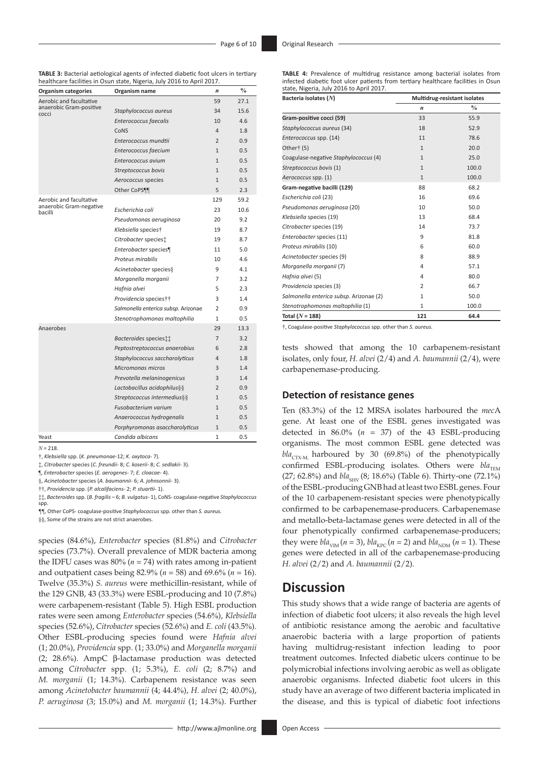**TABLE 3:** Bacterial aetiological agents of infected diabetic foot ulcers in tertiary healthcare facilities in Osun state, Nigeria, July 2016 to April 2017.

| Organism categories | Organism name | *n* | % |
|---|---|---|---|
| Aerobic and facultative anaerobic Gram-positive cocci | | 59 | 27.1 |
| | *Staphylococcus aureus* | 34 | 15.6 |
| | *Enterococcus faecalis* | 10 | 4.6 |
| | CoNS | 4 | 1.8 |
| | *Enterococcus mundtii* | 2 | 0.9 |
| | *Enterococcus faecium* | 1 | 0.5 |
| | *Enterococcus avium* | 1 | 0.5 |
| | *Streptococcus bovis* | 1 | 0.5 |
| | *Aerococcus* species | 1 | 0.5 |
| | Other CoPS¶¶ | 5 | 2.3 |
| Aerobic and facultative anaerobic Gram-negative bacilli | | 129 | 59.2 |
| | *Escherichia coli* | 23 | 10.6 |
| | *Pseudomonas aeruginosa* | 20 | 9.2 |
| | *Klebsiella* species† | 19 | 8.7 |
| | *Citrobacter* species‡ | 19 | 8.7 |
| | *Enterobacter* species¶ | 11 | 5.0 |
| | *Proteus mirabilis* | 10 | 4.6 |
| | *Acinetobacter* species§ | 9 | 4.1 |
| | *Morganella morganii* | 7 | 3.2 |
| | *Hafnia alvei* | 5 | 2.3 |
| | *Providencia* species†† | 3 | 1.4 |
| | *Salmonella enterica subsp.* Arizonae | 2 | 0.9 |
| | *Stenotrophomonas maltophilia* | 1 | 0.5 |
| Anaerobes | | 29 | 13.3 |
| | *Bacteroides* species‡‡ | 7 | 3.2 |
| | *Peptostreptococcus anaerobius* | 6 | 2.8 |
| | *Staphylococcus saccharolyticus* | 4 | 1.8 |
| | *Micromonas micros* | 3 | 1.4 |
| | *Prevotella melaninogenicus* | 3 | 1.4 |
| | *Lactobacillus acidophilus*§§ | 2 | 0.9 |
| | *Streptococcus intermedius*§§ | 1 | 0.5 |
| | *Fusobacterium varium* | 1 | 0.5 |
| | *Anaerococcus hydrogenalis* | 1 | 0.5 |
| | *Porphyromonas asaccharolyticus* | 1 | 0.5 |
| Yeast | *Candida albicans* | 1 | 0.5 |

*N* = 218.

†, *Klebsiella* spp. (*K. pneumonae*-12; *K. oxytoca*- 7).

‡, *Citrobacter* species (*C. freundii*- 8; *C. koserii*- 8; *C. sedlakii*- 3).

¶, *Enterobacter* species (*E. aerogenes*- 7; *E. cloacae*- 4).

§, *Acinetobacter* species (*A. baumannii*- 6; *A. johnsonnii*- 3).

††, *Providencia* spp. (*P. alcalifaciens*- 2; *P. stuartii*- 1).

‡‡, *Bacteroides* spp. (*B. fragilis* – 6; *B. vulgatus*- 1), CoNS- coagulase-negative *Staphylococcus* spp.

¶¶, Other CoPS- coagulase-positive *Staphylococcus* spp. other than *S. aureus*.

§§, Some of the strains are not strict anaerobes.

species (84.6%), *Enterobacter* species (81.8%) and *Citrobacter* species (73.7%). Overall prevalence of MDR bacteria among the IDFU cases was 80% (*n* = 74) with rates among in-patient and outpatient cases being 82.9% (*n* = 58) and 69.6% (*n* = 16). Twelve (35.3%) *S. aureus* were methicillin-resistant, while of the 129 GNB, 43 (33.3%) were ESBL-producing and 10 (7.8%) were carbapenem-resistant (Table 5). High ESBL production rates were seen among *Enterobacter* species (54.6%), *Klebsiella* species (52.6%), *Citrobacter* species (52.6%) and *E. coli* (43.5%). Other ESBL-producing species found were *Hafnia alvei* (1; 20.0%), *Providencia* spp. (1; 33.0%) and *Morganella morganii* (2; 28.6%). AmpC β-lactamase production was detected among *Citrobacter* spp. (1; 5.3%), *E. coli* (2; 8.7%) and *M. morganii* (1; 14.3%). Carbapenem resistance was seen among *Acinetobacter baumannii* (4; 44.4%), *H. alvei* (2; 40.0%), *P. aeruginosa* (3; 15.0%) and *M. morganii* (1; 14.3%). Further

**TABLE 4:** Prevalence of multidrug resistance among bacterial isolates from infected diabetic foot ulcer patients from tertiary healthcare facilities in Osun state, Nigeria, July 2016 to April 2017.

| Bacteria isolates (*N*) | Multidrug-resistant isolates | |
|---|---|---|
| | *n* | % |
| **Gram-positive cocci (59)** | 33 | 55.9 |
| *Staphylococcus aureus* (34) | 18 | 52.9 |
| *Enterococcus* spp. (14) | 11 | 78.6 |
| Other† (5) | 1 | 20.0 |
| Coagulase-negative *Staphylococcus* (4) | 1 | 25.0 |
| *Streptococcus bovis* (1) | 1 | 100.0 |
| *Aerococcus* spp. (1) | 1 | 100.0 |
| **Gram-negative bacilli (129)** | 88 | 68.2 |
| *Escherichia coli* (23) | 16 | 69.6 |
| *Pseudomonas aeruginosa* (20) | 10 | 50.0 |
| *Klebsiella* species (19) | 13 | 68.4 |
| *Citrobacter* species (19) | 14 | 73.7 |
| *Enterobacter* species (11) | 9 | 81.8 |
| *Proteus mirabilis* (10) | 6 | 60.0 |
| *Acinetobacter* species (9) | 8 | 88.9 |
| *Morganella morganii* (7) | 4 | 57.1 |
| *Hafnia alvei* (5) | 4 | 80.0 |
| *Providencia* species (3) | 2 | 66.7 |
| *Salmonella enterica subsp.* Arizonae (2) | 1 | 50.0 |
| *Stenotrophomonas maltophilia* (1) | 1 | 100.0 |
| **Total (*N* = 188)** | **121** | **64.4** |

†, Coagulase-positive *Staphylococcus* spp. other than *S. aureus*.

tests showed that among the 10 carbapenem-resistant isolates, only four, *H. alvei* (2/4) and *A. baumannii* (2/4), were carbapenemase-producing.

### Detection of resistance genes

Ten (83.3%) of the 12 MRSA isolates harboured the *mec*A gene. At least one of the ESBL genes investigated was detected in 86.0% (*n* = 37) of the 43 ESBL-producing organisms. The most common ESBL gene detected was $bla_{CTX-M}$, harboured by 30 (69.8%) of the phenotypically confirmed ESBL-producing isolates. Others were $bla_{TEM}$ (27; 62.8%) and $bla_{SHV}$ (8; 18.6%) (Table 6). Thirty-one (72.1%) of the ESBL-producing GNB had at least two ESBL genes. Four of the 10 carbapenem-resistant species were phenotypically confirmed to be carbapenemase-producers. Carbapenemase and metallo-beta-lactamase genes were detected in all of the four phenotypically confirmed carbapenemase-producers; they were $bla_{VIM}$ (*n* = 3), $bla_{KPC}$ (*n* = 2) and $bla_{NDM}$ (*n* = 1). These genes were detected in all of the carbapenemase-producing *H. alvei* (2/2) and *A. baumannii* (2/2).

## Discussion

This study shows that a wide range of bacteria are agents of infection of diabetic foot ulcers; it also reveals the high level of antibiotic resistance among the aerobic and facultative anaerobic bacteria with a large proportion of patients having multidrug-resistant infection leading to poor treatment outcomes. Infected diabetic ulcers continue to be polymicrobial infections involving aerobic as well as obligate anaerobic organisms. Infected diabetic foot ulcers in this study have an average of two different bacteria implicated in the disease, and this is typical of diabetic foot infections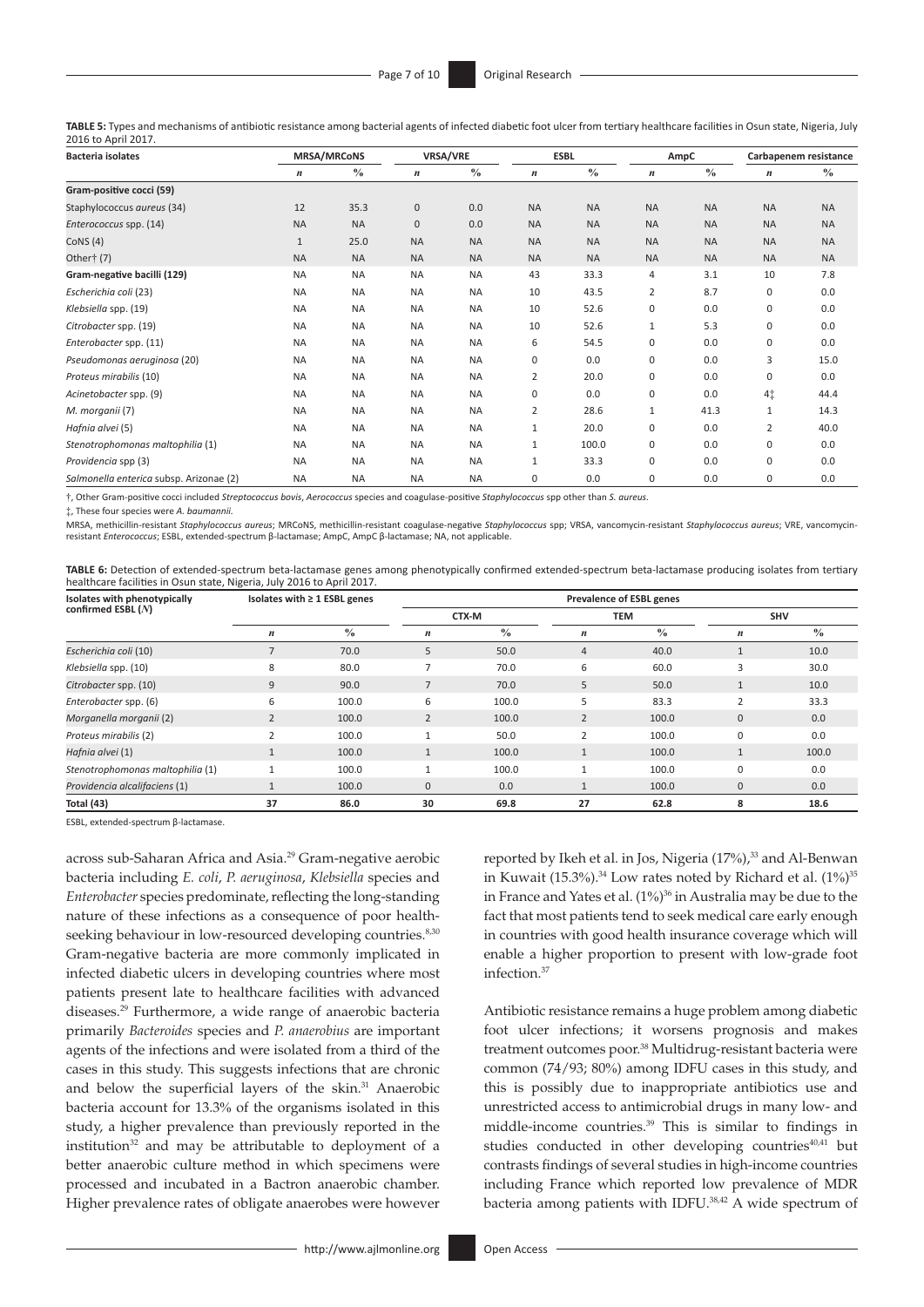**TABLE 5:** Types and mechanisms of antibiotic resistance among bacterial agents of infected diabetic foot ulcer from tertiary healthcare facilities in Osun state, Nigeria, July 2016 to April 2017.

| Bacteria isolates | MRSA/MRCoNS | | VRSA/VRE | | ESBL | | AmpC | | Carbapenem resistance | |
|---|---|---|---|---|---|---|---|---|---|---|
| | *n* | % | *n* | % | *n* | % | *n* | % | *n* | % |
| **Gram-positive cocci (59)** | | | | | | | | | | |
| Staphylococcus *aureus* (34) | 12 | 35.3 | 0 | 0.0 | NA | NA | NA | NA | NA | NA |
| *Enterococcus* spp. (14) | NA | NA | 0 | 0.0 | NA | NA | NA | NA | NA | NA |
| CoNS (4) | 1 | 25.0 | NA | NA | NA | NA | NA | NA | NA | NA |
| Other† (7) | NA | NA | NA | NA | NA | NA | NA | NA | NA | NA |
| **Gram-negative bacilli (129)** | NA | NA | NA | NA | 43 | 33.3 | 4 | 3.1 | 10 | 7.8 |
| *Escherichia coli* (23) | NA | NA | NA | NA | 10 | 43.5 | 2 | 8.7 | 0 | 0.0 |
| *Klebsiella* spp. (19) | NA | NA | NA | NA | 10 | 52.6 | 0 | 0.0 | 0 | 0.0 |
| *Citrobacter* spp. (19) | NA | NA | NA | NA | 10 | 52.6 | 1 | 5.3 | 0 | 0.0 |
| *Enterobacter* spp. (11) | NA | NA | NA | NA | 6 | 54.5 | 0 | 0.0 | 0 | 0.0 |
| *Pseudomonas aeruginosa* (20) | NA | NA | NA | NA | 0 | 0.0 | 0 | 0.0 | 3 | 15.0 |
| *Proteus mirabilis* (10) | NA | NA | NA | NA | 2 | 20.0 | 0 | 0.0 | 0 | 0.0 |
| *Acinetobacter* spp. (9) | NA | NA | NA | NA | 0 | 0.0 | 0 | 0.0 | 4‡ | 44.4 |
| *M. morganii* (7) | NA | NA | NA | NA | 2 | 28.6 | 1 | 41.3 | 1 | 14.3 |
| *Hafnia alvei* (5) | NA | NA | NA | NA | 1 | 20.0 | 0 | 0.0 | 2 | 40.0 |
| *Stenotrophomonas maltophilia* (1) | NA | NA | NA | NA | 1 | 100.0 | 0 | 0.0 | 0 | 0.0 |
| *Providencia* spp (3) | NA | NA | NA | NA | 1 | 33.3 | 0 | 0.0 | 0 | 0.0 |
| *Salmonella enterica* subsp. Arizonae (2) | NA | NA | NA | NA | 0 | 0.0 | 0 | 0.0 | 0 | 0.0 |

†, Other Gram-positive cocci included *Streptococcus bovis*, *Aerococcus* species and coagulase-positive *Staphylococcus* spp other than *S. aureus*.

‡, These four species were *A. baumannii*.

MRSA, methicillin-resistant *Staphylococcus aureus*; MRCoNS, methicillin-resistant coagulase-negative *Staphylococcus* spp; VRSA, vancomycin-resistant *Staphylococcus aureus*; VRE, vancomycin-resistant *Enterococcus*; ESBL, extended-spectrum β-lactamase; AmpC, AmpC β-lactamase; NA, not applicable.

**TABLE 6:** Detection of extended-spectrum beta-lactamase genes among phenotypically confirmed extended-spectrum beta-lactamase producing isolates from tertiary healthcare facilities in Osun state, Nigeria, July 2016 to April 2017.

| Isolates with phenotypically confirmed ESBL (*N*) | Isolates with ≥ 1 ESBL genes | | Prevalence of ESBL genes | | | | | |
|---|---|---|---|---|---|---|---|---|
| | | | CTX-M | | TEM | | SHV | |
| | *n* | % | *n* | % | *n* | % | *n* | % |
| *Escherichia coli* (10) | 7 | 70.0 | 5 | 50.0 | 4 | 40.0 | 1 | 10.0 |
| *Klebsiella* spp. (10) | 8 | 80.0 | 7 | 70.0 | 6 | 60.0 | 3 | 30.0 |
| *Citrobacter* spp. (10) | 9 | 90.0 | 7 | 70.0 | 5 | 50.0 | 1 | 10.0 |
| *Enterobacter* spp. (6) | 6 | 100.0 | 6 | 100.0 | 5 | 83.3 | 2 | 33.3 |
| *Morganella morganii* (2) | 2 | 100.0 | 2 | 100.0 | 2 | 100.0 | 0 | 0.0 |
| *Proteus mirabilis* (2) | 2 | 100.0 | 1 | 50.0 | 2 | 100.0 | 0 | 0.0 |
| *Hafnia alvei* (1) | 1 | 100.0 | 1 | 100.0 | 1 | 100.0 | 1 | 100.0 |
| *Stenotrophomonas maltophilia* (1) | 1 | 100.0 | 1 | 100.0 | 1 | 100.0 | 0 | 0.0 |
| *Providencia alcalifaciens* (1) | 1 | 100.0 | 0 | 0.0 | 1 | 100.0 | 0 | 0.0 |
| **Total (43)** | **37** | **86.0** | **30** | **69.8** | **27** | **62.8** | **8** | **18.6** |

ESBL, extended-spectrum β-lactamase.

across sub-Saharan Africa and Asia.[29] Gram-negative aerobic bacteria including *E. coli*, *P. aeruginosa*, *Klebsiella* species and *Enterobacter* species predominate, reflecting the long-standing nature of these infections as a consequence of poor health-seeking behaviour in low-resourced developing countries.[8,30] Gram-negative bacteria are more commonly implicated in infected diabetic ulcers in developing countries where most patients present late to healthcare facilities with advanced diseases.[29] Furthermore, a wide range of anaerobic bacteria primarily *Bacteroides* species and *P. anaerobius* are important agents of the infections and were isolated from a third of the cases in this study. This suggests infections that are chronic and below the superficial layers of the skin.[31] Anaerobic bacteria account for 13.3% of the organisms isolated in this study, a higher prevalence than previously reported in the institution[32] and may be attributable to deployment of a better anaerobic culture method in which specimens were processed and incubated in a Bactron anaerobic chamber. Higher prevalence rates of obligate anaerobes were however reported by Ikeh et al. in Jos, Nigeria (17%),[33] and Al-Benwan in Kuwait (15.3%).[34] Low rates noted by Richard et al. (1%)[35] in France and Yates et al. (1%)[36] in Australia may be due to the fact that most patients tend to seek medical care early enough in countries with good health insurance coverage which will enable a higher proportion to present with low-grade foot infection.[37]

Antibiotic resistance remains a huge problem among diabetic foot ulcer infections; it worsens prognosis and makes treatment outcomes poor.[38] Multidrug-resistant bacteria were common (74/93; 80%) among IDFU cases in this study, and this is possibly due to inappropriate antibiotics use and unrestricted access to antimicrobial drugs in many low- and middle-income countries.[39] This is similar to findings in studies conducted in other developing countries[40,41] but contrasts findings of several studies in high-income countries including France which reported low prevalence of MDR bacteria among patients with IDFU.[38,42] A wide spectrum of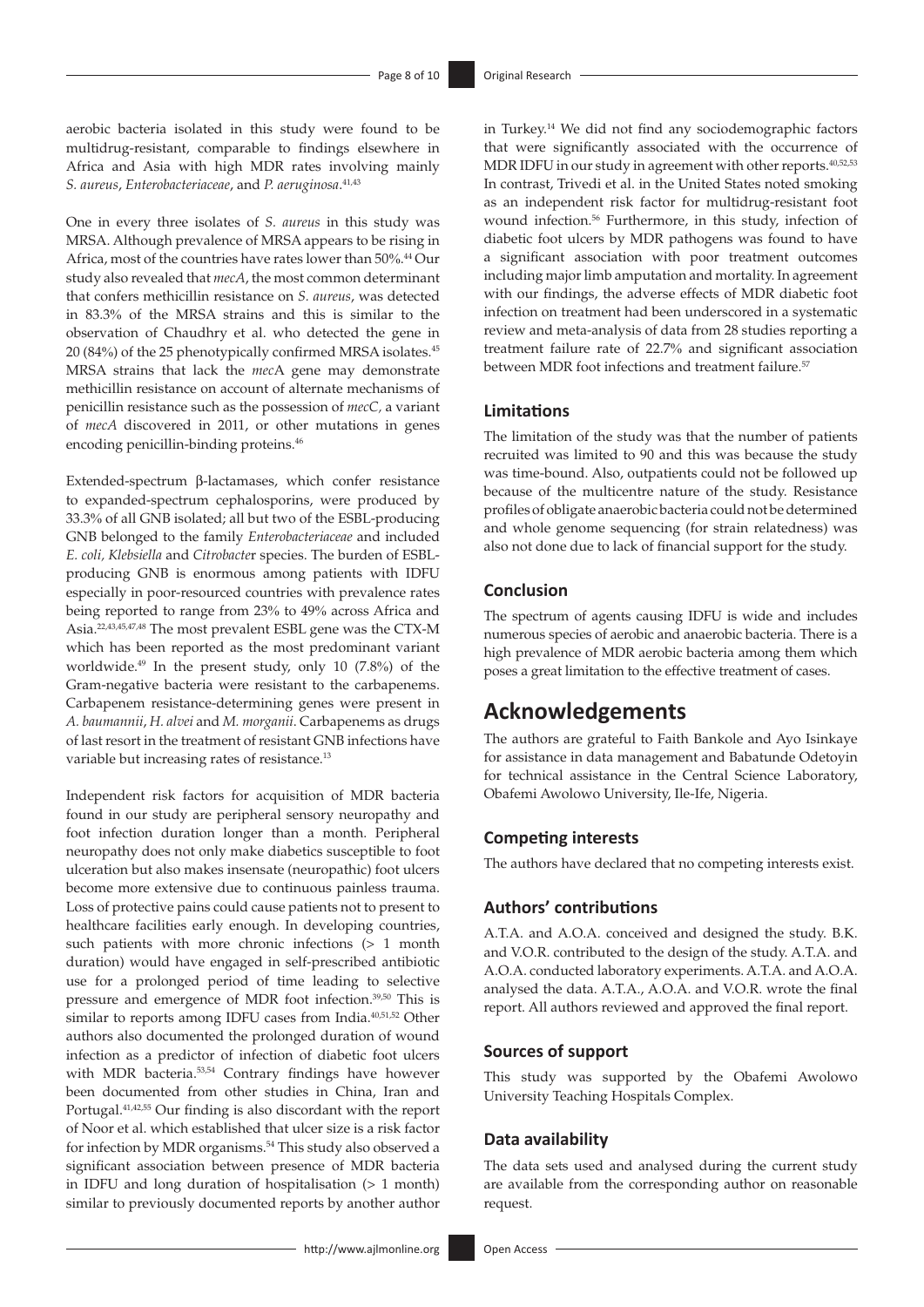aerobic bacteria isolated in this study were found to be multidrug-resistant, comparable to findings elsewhere in Africa and Asia with high MDR rates involving mainly *S. aureus*, *Enterobacteriaceae*, and *P. aeruginosa*.[41,43]

One in every three isolates of *S. aureus* in this study was MRSA. Although prevalence of MRSA appears to be rising in Africa, most of the countries have rates lower than 50%.[44] Our study also revealed that *mecA*, the most common determinant that confers methicillin resistance on *S. aureus*, was detected in 83.3% of the MRSA strains and this is similar to the observation of Chaudhry et al. who detected the gene in 20 (84%) of the 25 phenotypically confirmed MRSA isolates.[45] MRSA strains that lack the *mec*A gene may demonstrate methicillin resistance on account of alternate mechanisms of penicillin resistance such as the possession of *mecC*, a variant of *mecA* discovered in 2011, or other mutations in genes encoding penicillin-binding proteins.[46]

Extended-spectrum β-lactamases, which confer resistance to expanded-spectrum cephalosporins, were produced by 33.3% of all GNB isolated; all but two of the ESBL-producing GNB belonged to the family *Enterobacteriaceae* and included *E. coli, Klebsiella* and *Citrobacte*r species. The burden of ESBL-producing GNB is enormous among patients with IDFU especially in poor-resourced countries with prevalence rates being reported to range from 23% to 49% across Africa and Asia.[22,43,45,47,48] The most prevalent ESBL gene was the CTX-M which has been reported as the most predominant variant worldwide.[49] In the present study, only 10 (7.8%) of the Gram-negative bacteria were resistant to the carbapenems. Carbapenem resistance-determining genes were present in *A. baumannii*, *H. alvei* and *M. morganii*. Carbapenems as drugs of last resort in the treatment of resistant GNB infections have variable but increasing rates of resistance.[13]

Independent risk factors for acquisition of MDR bacteria found in our study are peripheral sensory neuropathy and foot infection duration longer than a month. Peripheral neuropathy does not only make diabetics susceptible to foot ulceration but also makes insensate (neuropathic) foot ulcers become more extensive due to continuous painless trauma. Loss of protective pains could cause patients not to present to healthcare facilities early enough. In developing countries, such patients with more chronic infections (> 1 month duration) would have engaged in self-prescribed antibiotic use for a prolonged period of time leading to selective pressure and emergence of MDR foot infection.[39,50] This is similar to reports among IDFU cases from India.[40,51,52] Other authors also documented the prolonged duration of wound infection as a predictor of infection of diabetic foot ulcers with MDR bacteria.[53,54] Contrary findings have however been documented from other studies in China, Iran and Portugal.[41,42,55] Our finding is also discordant with the report of Noor et al. which established that ulcer size is a risk factor for infection by MDR organisms.[54] This study also observed a significant association between presence of MDR bacteria in IDFU and long duration of hospitalisation (> 1 month) similar to previously documented reports by another author in Turkey.[14] We did not find any sociodemographic factors that were significantly associated with the occurrence of MDR IDFU in our study in agreement with other reports.[40,52,53] In contrast, Trivedi et al. in the United States noted smoking as an independent risk factor for multidrug-resistant foot wound infection.[56] Furthermore, in this study, infection of diabetic foot ulcers by MDR pathogens was found to have a significant association with poor treatment outcomes including major limb amputation and mortality. In agreement with our findings, the adverse effects of MDR diabetic foot infection on treatment had been underscored in a systematic review and meta-analysis of data from 28 studies reporting a treatment failure rate of 22.7% and significant association between MDR foot infections and treatment failure.[57]

### Limitations

The limitation of the study was that the number of patients recruited was limited to 90 and this was because the study was time-bound. Also, outpatients could not be followed up because of the multicentre nature of the study. Resistance profiles of obligate anaerobic bacteria could not be determined and whole genome sequencing (for strain relatedness) was also not done due to lack of financial support for the study.

### Conclusion

The spectrum of agents causing IDFU is wide and includes numerous species of aerobic and anaerobic bacteria. There is a high prevalence of MDR aerobic bacteria among them which poses a great limitation to the effective treatment of cases.

## Acknowledgements

The authors are grateful to Faith Bankole and Ayo Isinkaye for assistance in data management and Babatunde Odetoyin for technical assistance in the Central Science Laboratory, Obafemi Awolowo University, Ile-Ife, Nigeria.

### Competing interests

The authors have declared that no competing interests exist.

### Authors' contributions

A.T.A. and A.O.A. conceived and designed the study. B.K. and V.O.R. contributed to the design of the study. A.T.A. and A.O.A. conducted laboratory experiments. A.T.A. and A.O.A. analysed the data. A.T.A., A.O.A. and V.O.R. wrote the final report. All authors reviewed and approved the final report.

### Sources of support

This study was supported by the Obafemi Awolowo University Teaching Hospitals Complex.

### Data availability

The data sets used and analysed during the current study are available from the corresponding author on reasonable request.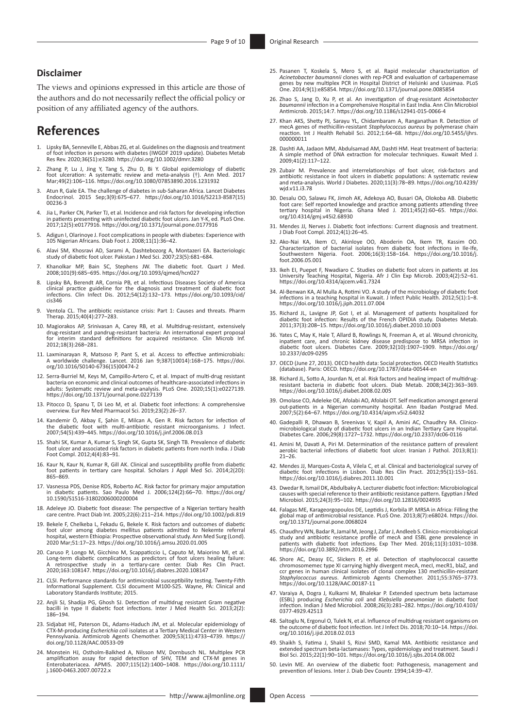## Disclaimer

The views and opinions expressed in this article are those of the authors and do not necessarily reflect the official policy or position of any affiliated agency of the authors.

# References

1. Lipsky BA, Senneville E, Abbas ZG, et al. Guidelines on the diagnosis and treatment of foot infection in persons with diabetes (IWGDF 2019 update). Diabetes Metab Res Rev. 2020;36(S1):e3280. https://doi.org/10.1002/dmrr.3280
2. Zhang P, Lu J, Jing Y, Tang S, Zhu D, Bi Y. Global epidemiology of diabetic foot ulceration: A systematic review and meta-analysis (†). Ann Med. 2017 Mar;49(2):106–116. https://doi.org/10.1080/07853890.2016.1231932
3. Atun R, Gale EA. The challenge of diabetes in sub-Saharan Africa. Lancet Diabetes Endocrinol. 2015 Sep;3(9):675–677. https://doi.org/10.1016/S2213-8587(15)00236-3
4. Jia L, Parker CN, Parker TJ, et al. Incidence and risk factors for developing infection in patients presenting with uninfected diabetic foot ulcers. Jan Y-K, ed. PLoS One. 2017;12(5):e0177916. https://doi.org/10.1371/journal.pone.0177916
5. Adigun I, Olarinoye J. Foot complications in people with diabetes: Experience with 105 Nigerian Africans. Diab Foot J. 2008;11(1):36–42.
6. Alavi SM, Khosravi AD, Sarami A, Dashtebozorg A, Montazeri EA. Bacteriologic study of diabetic foot ulcer. Pakistan J Med Sci. 2007;23(5):681–684.
7. Khanolkar MP, Bain SC, Stephens JW. The diabetic foot. Quart J Med. 2008;101(9):685–695. https://doi.org/10.1093/qjmed/hcn027
8. Lipsky BA, Berendt AR, Cornia PB, et al. Infectious Diseases Society of America clinical practice guideline for the diagnosis and treatment of diabetic foot infections. Clin Infect Dis. 2012;54(12):132–173. https://doi.org/10.1093/cid/cis346
9. Ventola CL. The antibiotic resistance crisis: Part 1: Causes and threats. Pharm Therap. 2015;40(4):277–283.
10. Magiorakos AP, Srinivasan A, Carey RB, et al. Multidrug-resistant, extensively drug-resistant and pandrug-resistant bacteria: An international expert proposal for interim standard definitions for acquired resistance. Clin Microb Inf. 2012;18(3):268–281.
11. Laxminarayan R, Matsoso P, Pant S, et al. Access to effective antimicrobials: A worldwide challenge. Lancet. 2016 Jan 9;387(10014):168–175. https://doi.org/10.1016/S0140-6736(15)00474-2
12. Serra-Burriel M, Keys M, Campillo-Artero C, et al. Impact of multi-drug resistant bacteria on economic and clinical outcomes of healthcare-associated infections in adults: Systematic review and meta-analysis. PLoS One. 2020;15(1):e0227139. https://doi.org/10.1371/journal.pone.0227139
13. Pitocco D, Spanu T, Di Leo M, et al. Diabetic foot infections: A comprehensive overview. Eur Rev Med Pharmacol Sci. 2019;23(2):26–37.
14. Kandemir Ö, Akbay E, Şahin E, Milcan A, Gen R. Risk factors for infection of the diabetic foot with multi-antibiotic resistant microorganisms. J Infect. 2007;54(5):439–445. https://doi.org/10.1016/j.jinf.2006.08.013
15. Shahi SK, Kumar A, Kumar S, Singh SK, Gupta SK, Singh TB. Prevalence of diabetic foot ulcer and associated risk factors in diabetic patients from north India. J Diab Foot Compl. 2012;4(4):83–91.
16. Kaur N, Kaur N, Kumar R, Gill AK. Clinical and susceptibility profile from diabetic foot patients in tertiary care hospital. Scholars J Appl Med Sci. 2014;2(2D): 865–869.
17. Vasnessa PDS, Denise RDS, Roberto AC. Risk factor for primary major amputation in diabetic patients. Sao Paulo Med J. 2006;124(2):66–70. https://doi.org/10.1590/S1516-31802006000200004
18. Adeleye JO. Diabetic foot disease: The perspective of a Nigerian tertiary health care centre. Pract Diab Int. 2005;22(6):211–214. https://doi.org/10.1002/pdi.819
19. Bekele F, Chelkeba L, Fekadu G, Bekele K. Risk factors and outcomes of diabetic foot ulcer among diabetes mellitus patients admitted to Nekemte referral hospital, western Ethiopia: Prospective observational study. Ann Med Surg (Lond). 2020 Mar;51:17–23. https://doi.org/10.1016/j.amsu.2020.01.005
20. Caruso P, Longo M, Gicchino M, Scappaticcio L, Caputo M, Maiorino MI, et al. Long-term diabetic complications as predictors of foot ulcers healing failure: A retrospective study in a tertiary-care center. Diab Res Clin Pract. 2020;163:108147. https://doi.org/10.1016/j.diabres.2020.108147
21. CLSI. Performance standards for antimicrobial susceptibility testing. Twenty-Fifth Informational Supplement. CLSI document M100-S25. Wayne, PA: Clinical and Laboratory Standards Institute; 2015.
22. Anjli SJ, Shadija PG, Ghosh SJ. Detection of multidrug resistant Gram negative bacilli in type II diabetic foot infections. Inter J Med Health Sci. 2013;2(2): 186–194.
23. Sidjabat HE, Paterson DL, Adams-Haduch JM, et al. Molecular epidemiology of CTX-M-producing *Escherichia coli* isolates at a Tertiary Medical Center in Western Pennsylvania. Antimicrob Agents Chemother. 2009;53(11):4733–4739. https://doi.org/10.1128/AAC.00533-09
24. Monstein HJ, Ostholm-Balkhed A, Nilsson MV, Dornbusch NL. Multiplex PCR amplification assay for rapid detection of SHV, TEM and CTX-M genes in Enterobateriacea. APMIS. 2007;115(12):1400–1408. https://doi.org/10.1111/j.1600-0463.2007.00722.x
25. Pasanen T, Koskela S, Mero S, et al. Rapid molecular characterization of *Acinetobacter baumannii* clones with rep-PCR and evaluation of carbapenemase genes by new multiplex PCR in Hospital District of Helsinki and Uusimaa. PLoS One. 2014;9(1):e85854. https://doi.org/10.1371/journal.pone.0085854
26. Zhao S, Jang D, Xu P, et al. An investigation of drug-resistant *Acinetobacter baumannii* infection in a Comprehensive Hospital in East India. Ann Clin Microbiol Antimicrob. 2015;14:7. https://doi.org/10.1186/s12941-015-0066-4
27. Khan AKS, Shetty PJ, Sarayu YL, Chidambaram A, Ranganathan R. Detection of mecA genes of methicillin-resistant *Staphylococcus aureus* by polymerase chain reaction. Int J Health Rehabil Sci. 2012;1:64–68. https://doi.org/10.5455/ijhrs.000000011
28. Dashti AA, Jadaon MM, Abdulsamad AM, Dashti HM. Heat treatment of bacteria: A simple method of DNA extraction for molecular techniques. Kuwait Med J. 2009;41(2):117–122.
29. Zubair M. Prevalence and interrelationships of foot ulcer, risk-factors and antibiotic resistance in foot ulcers in diabetic populations: A systematic review and meta-analysis. World J Diabetes. 2020;11(3):78–89. https://doi.org/10.4239/wjd.v11.i3.78
30. Desalu OO, Salawu FK, Jimoh AK, Adekoya AO, Busari OA, Olokoba AB. Diabetic foot care: Self reported knowledge and practice among patients attending three tertiary hospital in Nigeria. Ghana Med J. 2011;45(2):60–65. https://doi.org/10.4314/gmj.v45i2.68930
31. Mendes JJ, Nerves J. Diabetic foot infections: Current diagnosis and treatment. J Diab Foot Compl. 2012;4(1):26–45.
32. Ako-Nai KA, Ikem CI, Akinloye OO, Aboderin OA, Ikem TR, Kassim OO. Characterization of bacterial isolates from diabetic foot infections in Ile-Ife, Southwestern Nigeria. Foot. 2006;16(3):158–164. https://doi.org/10.1016/j.foot.2006.05.001
33. Ikeh EI, Puepet F, Nwadiaro C. Studies on diabetic foot ulcers in patients at Jos University Teaching Hospital, Nigeria. Afr J Clin Exp Microb. 2003;4(2):52–61. https://doi.org/10.4314/ajcem.v4i1.7324
34. Al-Benwan KA, Al Mulla A, Rotimi VO. A study of the microbiology of diabetic foot infections in a teaching hospital in Kuwait. J Infect Public Health. 2012;5(1):1–8. https://doi.org/10.1016/j.jiph.2011.07.004
35. Richard JL, Lavigne JP, Got I, et al. Management of patients hospitalized for diabetic foot infection: Results of the French OPIDIA study. Diabetes Metab. 2011;37(3):208–15. https://doi.org/10.1016/j.diabet.2010.10.003
36. Yates C, May K, Hale T, Allard B, Rowlings N, Freeman A, et al. Wound chronicity, inpatient care, and chronic kidney disease predispose to MRSA infection in diabetic foot ulcers. Diabetes Care. 2009;32(10):1907–1909. https://doi.org/10.2337/dc09-0295
37. OECD (June 27, 2013). OECD health data: Social protection. OECD Health Statistics (database). Paris: OECD. https://doi.org/10.1787/data-00544-en
38. Richard JL, Sotto A, Jourdan N, et al. Risk factors and healing impact of multidrug-resistant bacteria in diabetic foot ulcers. Diab Metab. 2008;34(2):363–369. https://doi.org/10.1016/j.diabet.2008.02.005
39. Omolase CO, Adeleke OE, Afolabi AO, Afolabi OT. Self medication amongst general out-patients in a Nigerian community hospital. Ann Ibadan Postgrad Med. 2007;5(2):64–67. https://doi.org/10.4314/aipm.v5i2.64032
40. Gadepalli R, Dhawan B, Sreenivas V, Kapil A, Amini AC, Chaudhry RA. Clinico-microbiological study of diabetic foot ulcers in an Indian Tertiary Care Hospital. Diabetes Care. 2006;29(8):1727–1732. https://doi.org/10.2337/dc06-0116
41. Amini M, Davati A, Piri M. Determination of the resistance pattern of prevalent aerobic bacterial infections of diabetic foot ulcer. Iranian J Pathol. 2013;8(1): 21–26.
42. Mendes JJ, Marques-Costa A, Vilela C, et al. Clinical and bacteriological survey of diabetic foot infections in Lisbon. Diab Res Clin Pract. 2012;95(1):153–161. https://doi.org/10.1016/j.diabres.2011.10.001
43. Dwedar R, Ismail DK, Abdulbaky A. Lecturer diabetic foot infection: Microbiological causes with special reference to their antibiotic resistance pattern. Egyptian J Med Microbiol. 2015;24(3):95–102. https://doi.org/10.12816/0024935
44. Falagas ME, Karageorgopoulos DE, Leptidis J, Korbila IP. MRSA in Africa: Filling the global map of antimicrobial resistance. PLoS One. 2013;8(7):e68024. https://doi.org/10.1371/journal.pone.0068024
45. Chaudhry WN, Badar R, Jamal M, Jeong J, Zafar J, Andleeb S. Clinico-microbiological study and antibiotic resistance profile of mecA and ESBL gene prevalence in patients with diabetic foot infections. Exp Ther Med. 2016;11(3):1031–1038. https://doi.org/10.3892/etm.2016.2996
46. Shore AC, Deasy EC, Slickers P, et al. Detection of staphylococcal cassette chromosomemec type XI carrying highly divergent mecA, mecI, mecR1, blaZ, and ccr genes in human clinical isolates of clonal complex 130 methicillin-resistant *Staphylococcus aureus*. Antimicrob Agents Chemother. 2011;55:3765–3773. https://doi.org/10.1128/AAC.00187-11
47. Varaiya A, Dogra J, Kulkarni M, Bhalekar P. Extended spectrum beta lactamase (ESBL) producing *Escherichia coli* and *Klebsiella pneumoniae* in diabetic foot infection. Indian J Med Microbiol. 2008;26(3):281–282. https://doi.org/10.4103/0377-4929.42513
48. Saltoglu N, Ergonul O, Tulek N, et al. Influence of multidrug resistant organisms on the outcome of diabetic foot infection. Int J Infect Dis. 2018;70:10–14. https://doi.org/10.1016/j.ijid.2018.02.013
49. Shaikh S, Fatima J, Shakil S, Rizvi SMD, Kamal MA. Antibiotic resistance and extended spectrum beta-lactamases: Types, epidemiology and treatment. Saudi J Biol Sci. 2015;22(1):90–101. https://doi.org/10.1016/j.sjbs.2014.08.002
50. Levin ME. An overview of the diabetic foot: Pathogenesis, management and prevention of lesions. Inter J. Diab Dev Countr. 1994;14:39–47.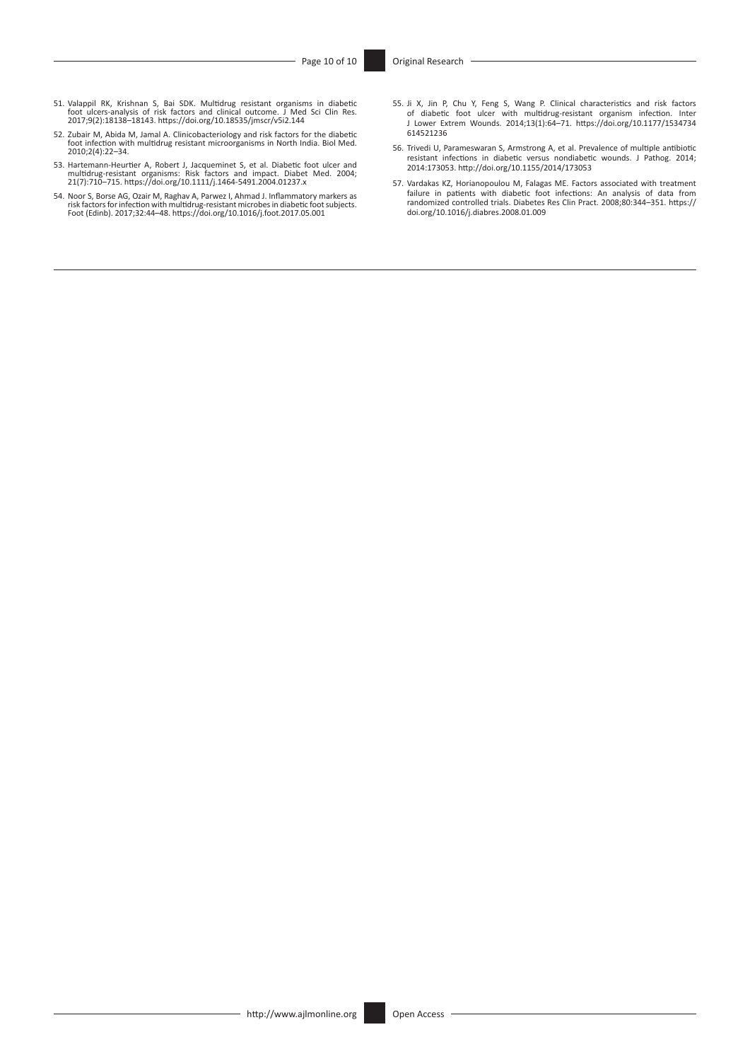51. Valappil RK, Krishnan S, Bai SDK. Multidrug resistant organisms in diabetic foot ulcers-analysis of risk factors and clinical outcome. J Med Sci Clin Res. 2017;9(2):18138–18143. https://doi.org/10.18535/jmscr/v5i2.144

52. Zubair M, Abida M, Jamal A. Clinicobacteriology and risk factors for the diabetic foot infection with multidrug resistant microorganisms in North India. Biol Med. 2010;2(4):22–34.

53. Hartemann-Heurtier A, Robert J, Jacqueminet S, et al. Diabetic foot ulcer and multidrug-resistant organisms: Risk factors and impact. Diabet Med. 2004; 21(7):710–715. https://doi.org/10.1111/j.1464-5491.2004.01237.x

54. Noor S, Borse AG, Ozair M, Raghav A, Parwez I, Ahmad J. Inflammatory markers as risk factors for infection with multidrug-resistant microbes in diabetic foot subjects. Foot (Edinb). 2017;32:44–48. https://doi.org/10.1016/j.foot.2017.05.001

55. Ji X, Jin P, Chu Y, Feng S, Wang P. Clinical characteristics and risk factors of diabetic foot ulcer with multidrug-resistant organism infection. Inter J Lower Extrem Wounds. 2014;13(1):64–71. https://doi.org/10.1177/1534734614521236

56. Trivedi U, Parameswaran S, Armstrong A, et al. Prevalence of multiple antibiotic resistant infections in diabetic versus nondiabetic wounds. J Pathog. 2014; 2014:173053. http://doi.org/10.1155/2014/173053

57. Vardakas KZ, Horianopoulou M, Falagas ME. Factors associated with treatment failure in patients with diabetic foot infections: An analysis of data from randomized controlled trials. Diabetes Res Clin Pract. 2008;80:344–351. https://doi.org/10.1016/j.diabres.2008.01.009